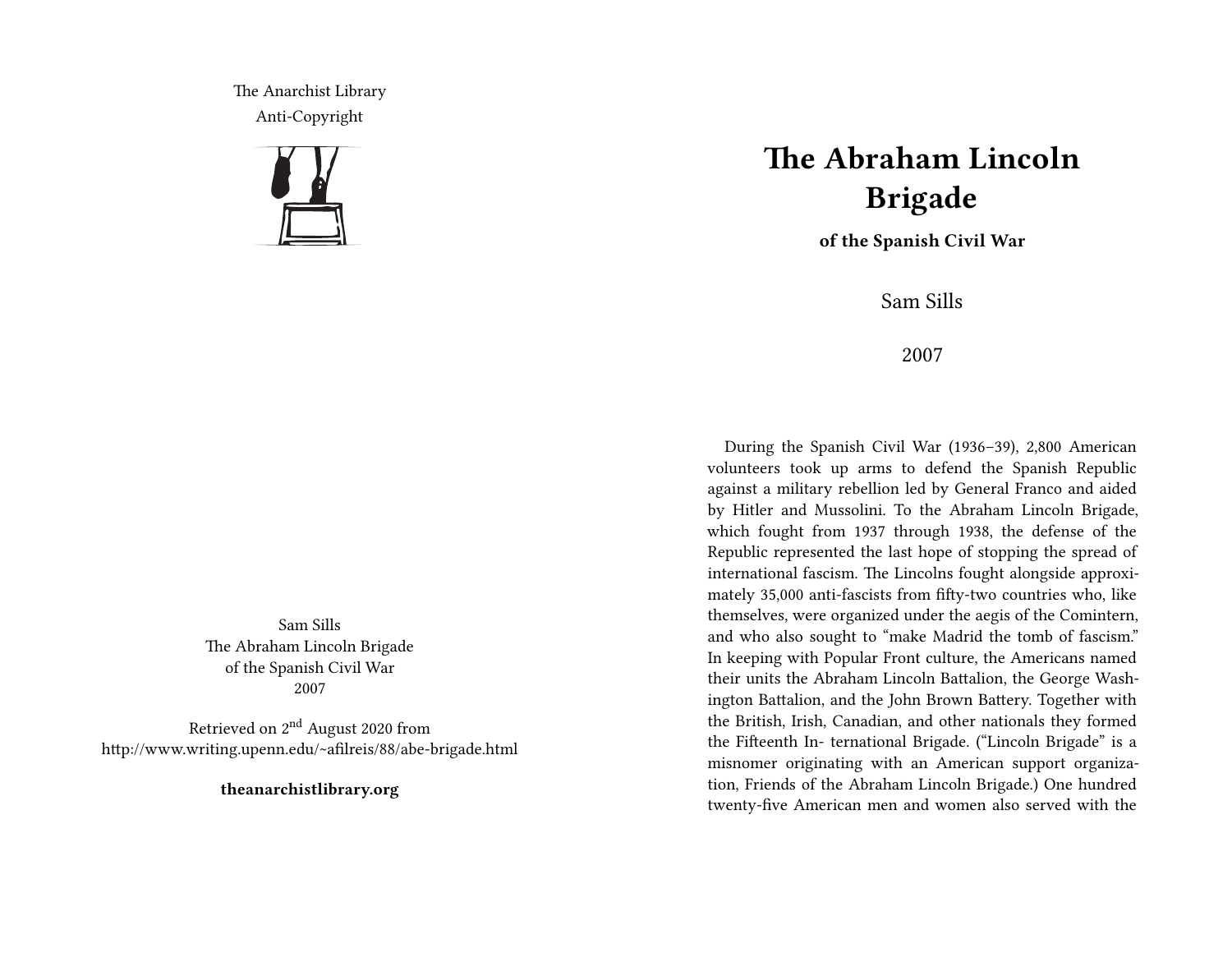The Anarchist Library
Anti-Copyright

Sam Sills
The Abraham Lincoln Brigade
of the Spanish Civil War
2007

Retrieved on 2nd August 2020 from
http://www.writing.upenn.edu/~afilreis/88/abe-brigade.html

**theanarchistlibrary.org**

# The Abraham Lincoln Brigade

**of the Spanish Civil War**

Sam Sills

2007

During the Spanish Civil War (1936–39), 2,800 American volunteers took up arms to defend the Spanish Republic against a military rebellion led by General Franco and aided by Hitler and Mussolini. To the Abraham Lincoln Brigade, which fought from 1937 through 1938, the defense of the Republic represented the last hope of stopping the spread of international fascism. The Lincolns fought alongside approximately 35,000 anti-fascists from fifty-two countries who, like themselves, were organized under the aegis of the Comintern, and who also sought to "make Madrid the tomb of fascism." In keeping with Popular Front culture, the Americans named their units the Abraham Lincoln Battalion, the George Washington Battalion, and the John Brown Battery. Together with the British, Irish, Canadian, and other nationals they formed the Fifteenth In- ternational Brigade. ("Lincoln Brigade" is a misnomer originating with an American support organization, Friends of the Abraham Lincoln Brigade.) One hundred twenty-five American men and women also served with the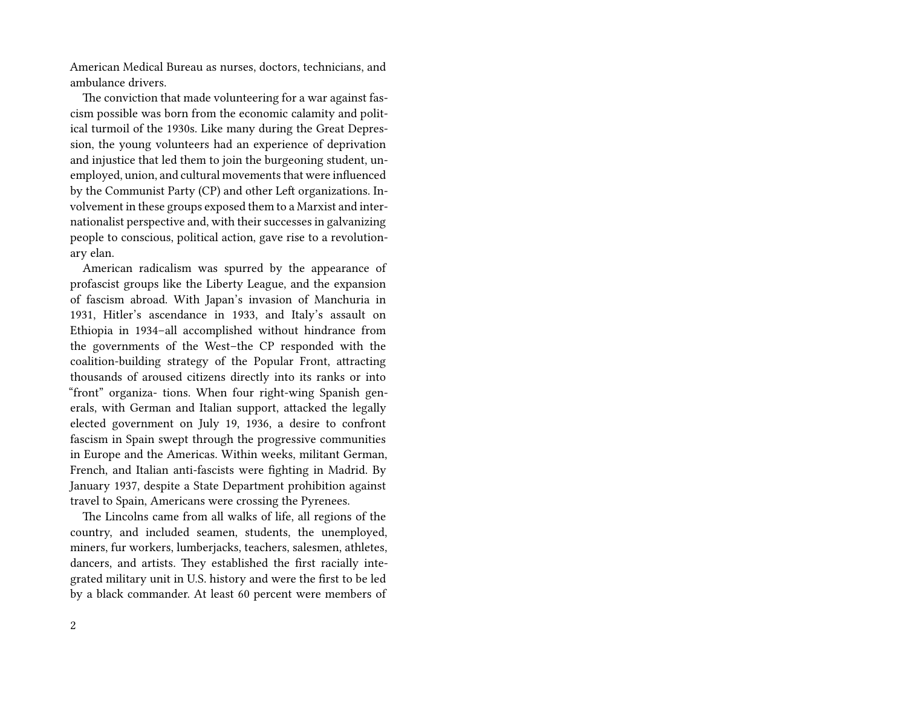American Medical Bureau as nurses, doctors, technicians, and ambulance drivers.

The conviction that made volunteering for a war against fascism possible was born from the economic calamity and political turmoil of the 1930s. Like many during the Great Depression, the young volunteers had an experience of deprivation and injustice that led them to join the burgeoning student, unemployed, union, and cultural movements that were influenced by the Communist Party (CP) and other Left organizations. Involvement in these groups exposed them to a Marxist and internationalist perspective and, with their successes in galvanizing people to conscious, political action, gave rise to a revolutionary elan.

American radicalism was spurred by the appearance of profascist groups like the Liberty League, and the expansion of fascism abroad. With Japan's invasion of Manchuria in 1931, Hitler's ascendance in 1933, and Italy's assault on Ethiopia in 1934–all accomplished without hindrance from the governments of the West–the CP responded with the coalition-building strategy of the Popular Front, attracting thousands of aroused citizens directly into its ranks or into "front" organiza- tions. When four right-wing Spanish generals, with German and Italian support, attacked the legally elected government on July 19, 1936, a desire to confront fascism in Spain swept through the progressive communities in Europe and the Americas. Within weeks, militant German, French, and Italian anti-fascists were fighting in Madrid. By January 1937, despite a State Department prohibition against travel to Spain, Americans were crossing the Pyrenees.

The Lincolns came from all walks of life, all regions of the country, and included seamen, students, the unemployed, miners, fur workers, lumberjacks, teachers, salesmen, athletes, dancers, and artists. They established the first racially integrated military unit in U.S. history and were the first to be led by a black commander. At least 60 percent were members of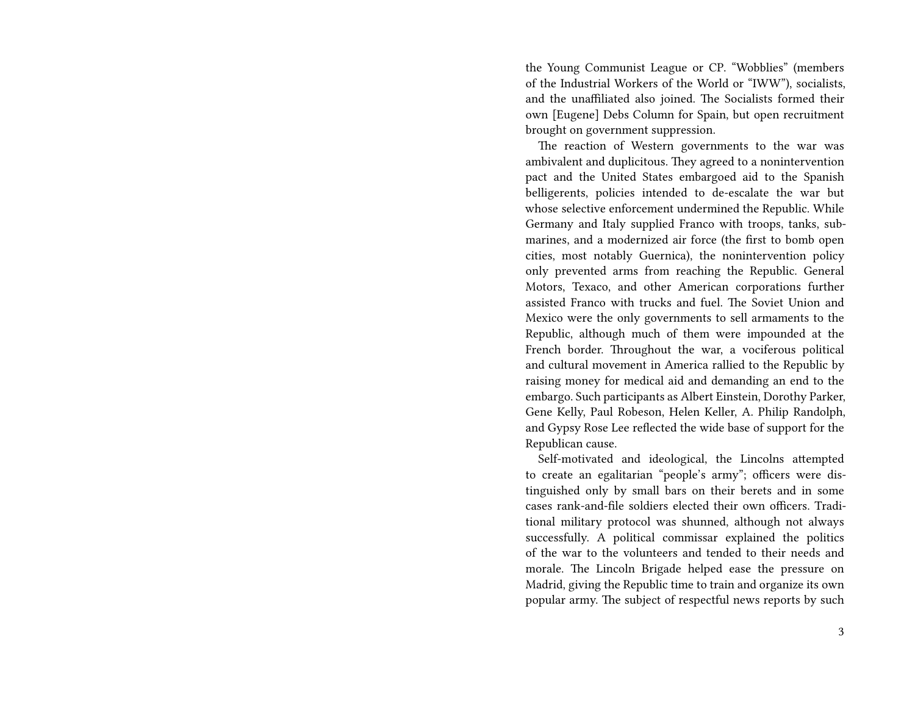the Young Communist League or CP. "Wobblies" (members of the Industrial Workers of the World or "IWW"), socialists, and the unaffiliated also joined. The Socialists formed their own [Eugene] Debs Column for Spain, but open recruitment brought on government suppression.

The reaction of Western governments to the war was ambivalent and duplicitous. They agreed to a nonintervention pact and the United States embargoed aid to the Spanish belligerents, policies intended to de-escalate the war but whose selective enforcement undermined the Republic. While Germany and Italy supplied Franco with troops, tanks, submarines, and a modernized air force (the first to bomb open cities, most notably Guernica), the nonintervention policy only prevented arms from reaching the Republic. General Motors, Texaco, and other American corporations further assisted Franco with trucks and fuel. The Soviet Union and Mexico were the only governments to sell armaments to the Republic, although much of them were impounded at the French border. Throughout the war, a vociferous political and cultural movement in America rallied to the Republic by raising money for medical aid and demanding an end to the embargo. Such participants as Albert Einstein, Dorothy Parker, Gene Kelly, Paul Robeson, Helen Keller, A. Philip Randolph, and Gypsy Rose Lee reflected the wide base of support for the Republican cause.

Self-motivated and ideological, the Lincolns attempted to create an egalitarian "people's army"; officers were distinguished only by small bars on their berets and in some cases rank-and-file soldiers elected their own officers. Traditional military protocol was shunned, although not always successfully. A political commissar explained the politics of the war to the volunteers and tended to their needs and morale. The Lincoln Brigade helped ease the pressure on Madrid, giving the Republic time to train and organize its own popular army. The subject of respectful news reports by such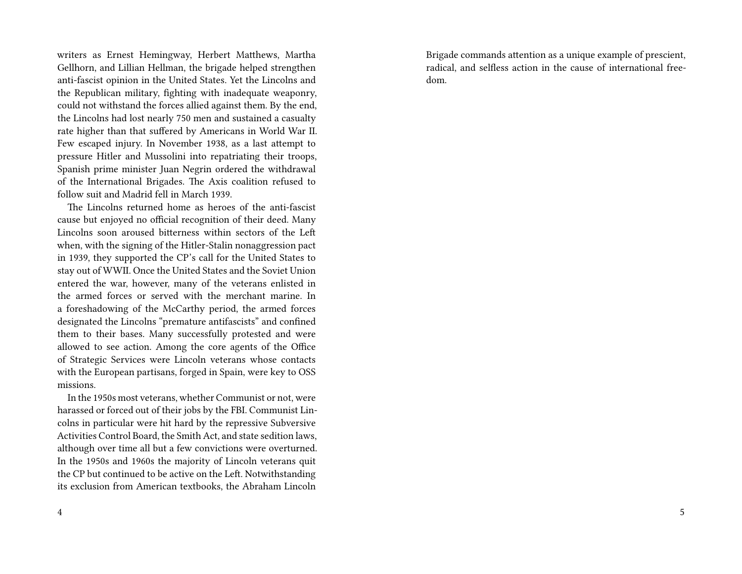writers as Ernest Hemingway, Herbert Matthews, Martha Gellhorn, and Lillian Hellman, the brigade helped strengthen anti-fascist opinion in the United States. Yet the Lincolns and the Republican military, fighting with inadequate weaponry, could not withstand the forces allied against them. By the end, the Lincolns had lost nearly 750 men and sustained a casualty rate higher than that suffered by Americans in World War II. Few escaped injury. In November 1938, as a last attempt to pressure Hitler and Mussolini into repatriating their troops, Spanish prime minister Juan Negrin ordered the withdrawal of the International Brigades. The Axis coalition refused to follow suit and Madrid fell in March 1939.

The Lincolns returned home as heroes of the anti-fascist cause but enjoyed no official recognition of their deed. Many Lincolns soon aroused bitterness within sectors of the Left when, with the signing of the Hitler-Stalin nonaggression pact in 1939, they supported the CP's call for the United States to stay out of WWII. Once the United States and the Soviet Union entered the war, however, many of the veterans enlisted in the armed forces or served with the merchant marine. In a foreshadowing of the McCarthy period, the armed forces designated the Lincolns "premature antifascists" and confined them to their bases. Many successfully protested and were allowed to see action. Among the core agents of the Office of Strategic Services were Lincoln veterans whose contacts with the European partisans, forged in Spain, were key to OSS missions.

In the 1950s most veterans, whether Communist or not, were harassed or forced out of their jobs by the FBI. Communist Lincolns in particular were hit hard by the repressive Subversive Activities Control Board, the Smith Act, and state sedition laws, although over time all but a few convictions were overturned. In the 1950s and 1960s the majority of Lincoln veterans quit the CP but continued to be active on the Left. Notwithstanding its exclusion from American textbooks, the Abraham Lincoln Brigade commands attention as a unique example of prescient, radical, and selfless action in the cause of international freedom.